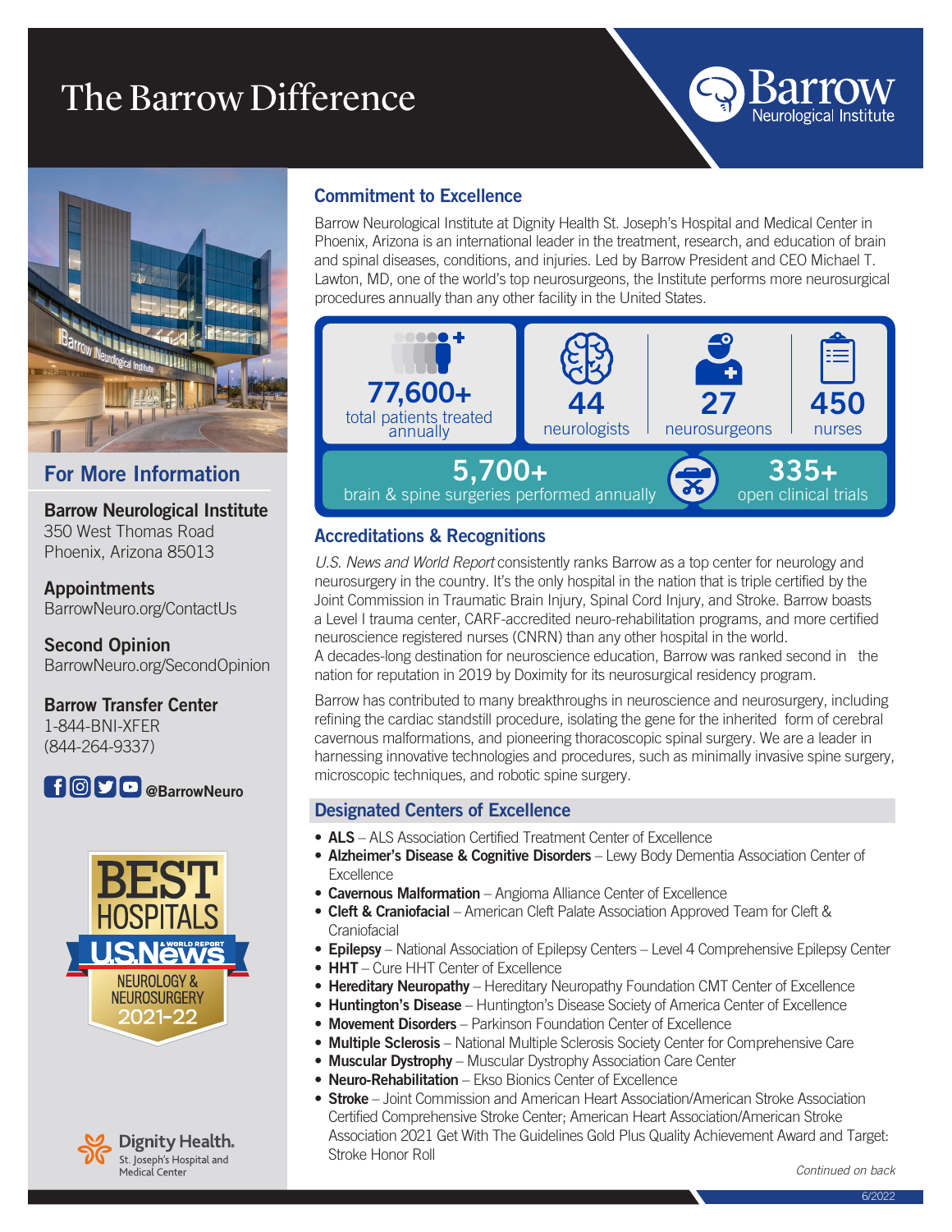# The Barrow Difference

Barrow Neurological Institute

## Commitment to Excellence

Barrow Neurological Institute at Dignity Health St. Joseph's Hospital and Medical Center in Phoenix, Arizona is an international leader in the treatment, research, and education of brain and spinal diseases, conditions, and injuries. Led by Barrow President and CEO Michael T. Lawton, MD, one of the world's top neurosurgeons, the Institute performs more neurosurgical procedures annually than any other facility in the United States.

- **77,600+** total patients treated annually
- **44** neurologists
- **27** neurosurgeons
- **450** nurses
- **5,700+** brain & spine surgeries performed annually
- **335+** open clinical trials

## Accreditations & Recognitions

*U.S. News and World Report* consistently ranks Barrow as a top center for neurology and neurosurgery in the country. It's the only hospital in the nation that is triple certified by the Joint Commission in Traumatic Brain Injury, Spinal Cord Injury, and Stroke. Barrow boasts a Level I trauma center, CARF-accredited neuro-rehabilitation programs, and more certified neuroscience registered nurses (CNRN) than any other hospital in the world.
A decades-long destination for neuroscience education, Barrow was ranked second in the nation for reputation in 2019 by Doximity for its neurosurgical residency program.

Barrow has contributed to many breakthroughs in neuroscience and neurosurgery, including refining the cardiac standstill procedure, isolating the gene for the inherited form of cerebral cavernous malformations, and pioneering thoracoscopic spinal surgery. We are a leader in harnessing innovative technologies and procedures, such as minimally invasive spine surgery, microscopic techniques, and robotic spine surgery.

## Designated Centers of Excellence

- **ALS** – ALS Association Certified Treatment Center of Excellence
- **Alzheimer's Disease & Cognitive Disorders** – Lewy Body Dementia Association Center of Excellence
- **Cavernous Malformation** – Angioma Alliance Center of Excellence
- **Cleft & Craniofacial** – American Cleft Palate Association Approved Team for Cleft & Craniofacial
- **Epilepsy** – National Association of Epilepsy Centers – Level 4 Comprehensive Epilepsy Center
- **HHT** – Cure HHT Center of Excellence
- **Hereditary Neuropathy** – Hereditary Neuropathy Foundation CMT Center of Excellence
- **Huntington's Disease** – Huntington's Disease Society of America Center of Excellence
- **Movement Disorders** – Parkinson Foundation Center of Excellence
- **Multiple Sclerosis** – National Multiple Sclerosis Society Center for Comprehensive Care
- **Muscular Dystrophy** – Muscular Dystrophy Association Care Center
- **Neuro-Rehabilitation** – Ekso Bionics Center of Excellence
- **Stroke** – Joint Commission and American Heart Association/American Stroke Association Certified Comprehensive Stroke Center; American Heart Association/American Stroke Association 2021 Get With The Guidelines Gold Plus Quality Achievement Award and Target: Stroke Honor Roll

*Continued on back*

## For More Information

**Barrow Neurological Institute**
350 West Thomas Road
Phoenix, Arizona 85013

**Appointments**
BarrowNeuro.org/ContactUs

**Second Opinion**
BarrowNeuro.org/SecondOpinion

**Barrow Transfer Center**
1-844-BNI-XFER
(844-264-9337)

**@BarrowNeuro**

BEST HOSPITALS U.S.News & World Report NEUROLOGY & NEUROSURGERY 2021-22

Dignity Health. St. Joseph's Hospital and Medical Center

6/2022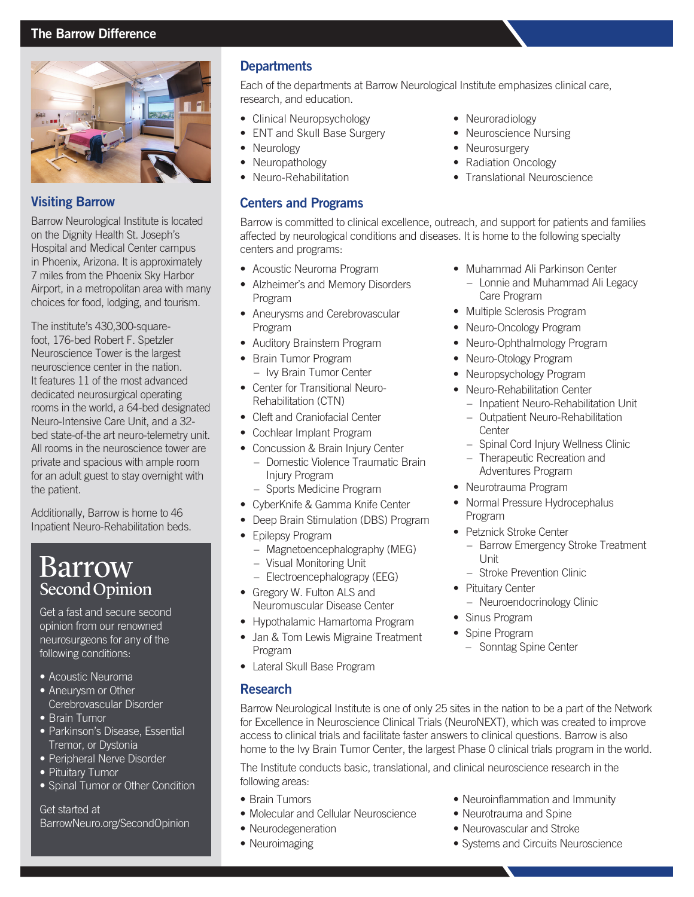# The Barrow Difference

## Visiting Barrow

Barrow Neurological Institute is located on the Dignity Health St. Joseph's Hospital and Medical Center campus in Phoenix, Arizona. It is approximately 7 miles from the Phoenix Sky Harbor Airport, in a metropolitan area with many choices for food, lodging, and tourism.

The institute's 430,300-square-foot, 176-bed Robert F. Spetzler Neuroscience Tower is the largest neuroscience center in the nation. It features 11 of the most advanced dedicated neurosurgical operating rooms in the world, a 64-bed designated Neuro-Intensive Care Unit, and a 32-bed state-of-the art neuro-telemetry unit. All rooms in the neuroscience tower are private and spacious with ample room for an adult guest to stay overnight with the patient.

Additionally, Barrow is home to 46 Inpatient Neuro-Rehabilitation beds.

## Barrow Second Opinion

Get a fast and secure second opinion from our renowned neurosurgeons for any of the following conditions:

- Acoustic Neuroma
- Aneurysm or Other Cerebrovascular Disorder
- Brain Tumor
- Parkinson's Disease, Essential Tremor, or Dystonia
- Peripheral Nerve Disorder
- Pituitary Tumor
- Spinal Tumor or Other Condition

Get started at BarrowNeuro.org/SecondOpinion

## Departments

Each of the departments at Barrow Neurological Institute emphasizes clinical care, research, and education.

- Clinical Neuropsychology
- ENT and Skull Base Surgery
- Neurology
- Neuropathology
- Neuro-Rehabilitation
- Neuroradiology
- Neuroscience Nursing
- Neurosurgery
- Radiation Oncology
- Translational Neuroscience

## Centers and Programs

Barrow is committed to clinical excellence, outreach, and support for patients and families affected by neurological conditions and diseases. It is home to the following specialty centers and programs:

- Acoustic Neuroma Program
- Alzheimer's and Memory Disorders Program
- Aneurysms and Cerebrovascular Program
- Auditory Brainstem Program
- Brain Tumor Program
  - Ivy Brain Tumor Center
- Center for Transitional Neuro-Rehabilitation (CTN)
- Cleft and Craniofacial Center
- Cochlear Implant Program
- Concussion & Brain Injury Center
  - Domestic Violence Traumatic Brain Injury Program
  - Sports Medicine Program
- CyberKnife & Gamma Knife Center
- Deep Brain Stimulation (DBS) Program
- Epilepsy Program
  - Magnetoencephalography (MEG)
  - Visual Monitoring Unit
  - Electroencephalograpy (EEG)
- Gregory W. Fulton ALS and Neuromuscular Disease Center
- Hypothalamic Hamartoma Program
- Jan & Tom Lewis Migraine Treatment Program
- Lateral Skull Base Program
- Muhammad Ali Parkinson Center
  - Lonnie and Muhammad Ali Legacy Care Program
- Multiple Sclerosis Program
- Neuro-Oncology Program
- Neuro-Ophthalmology Program
- Neuro-Otology Program
- Neuropsychology Program
- Neuro-Rehabilitation Center
  - Inpatient Neuro-Rehabilitation Unit
  - Outpatient Neuro-Rehabilitation Center
  - Spinal Cord Injury Wellness Clinic
  - Therapeutic Recreation and Adventures Program
- Neurotrauma Program
- Normal Pressure Hydrocephalus Program
- Petznick Stroke Center
  - Barrow Emergency Stroke Treatment Unit
  - Stroke Prevention Clinic
- Pituitary Center
  - Neuroendocrinology Clinic
- Sinus Program
- Spine Program
  - Sonntag Spine Center

## Research

Barrow Neurological Institute is one of only 25 sites in the nation to be a part of the Network for Excellence in Neuroscience Clinical Trials (NeuroNEXT), which was created to improve access to clinical trials and facilitate faster answers to clinical questions. Barrow is also home to the Ivy Brain Tumor Center, the largest Phase 0 clinical trials program in the world.

The Institute conducts basic, translational, and clinical neuroscience research in the following areas:

- Brain Tumors
- Molecular and Cellular Neuroscience
- Neurodegeneration
- Neuroimaging
- Neuroinflammation and Immunity
- Neurotrauma and Spine
- Neurovascular and Stroke
- Systems and Circuits Neuroscience